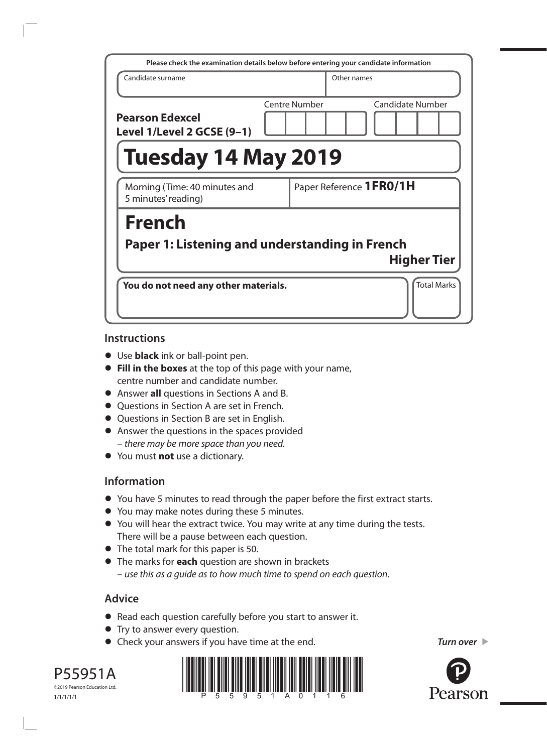Please check the examination details below before entering your candidate information

| Candidate surname | Other names |
|---|---|
| | |

**Pearson Edexcel Level 1/Level 2 GCSE (9–1)**

Centre Number | Candidate Number

# Tuesday 14 May 2019

Morning (Time: 40 minutes and 5 minutes' reading)

Paper Reference **1FR0/1H**

# French

## Paper 1: Listening and understanding in French

**Higher Tier**

**You do not need any other materials.**

Total Marks

## Instructions

- Use **black** ink or ball-point pen.
- **Fill in the boxes** at the top of this page with your name, centre number and candidate number.
- Answer **all** questions in Sections A and B.
- Questions in Section A are set in French.
- Questions in Section B are set in English.
- Answer the questions in the spaces provided – *there may be more space than you need*.
- You must **not** use a dictionary.

## Information

- You have 5 minutes to read through the paper before the first extract starts.
- You may make notes during these 5 minutes.
- You will hear the extract twice. You may write at any time during the tests. There will be a pause between each question.
- The total mark for this paper is 50.
- The marks for **each** question are shown in brackets – *use this as a guide as to how much time to spend on each question*.

## Advice

- Read each question carefully before you start to answer it.
- Try to answer every question.
- Check your answers if you have time at the end.

*Turn over* ▶

P55951A
©2019 Pearson Education Ltd.
1/1/1/1/1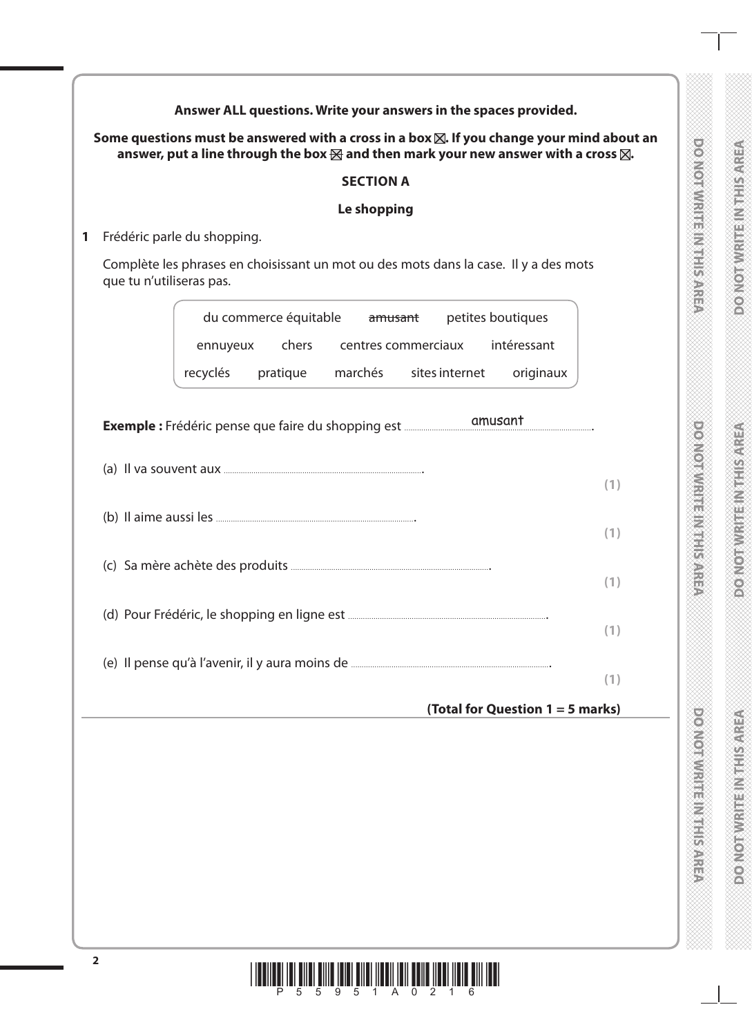**Answer ALL questions. Write your answers in the spaces provided.**

**Some questions must be answered with a cross in a box ☒. If you change your mind about an answer, put a line through the box ☒ and then mark your new answer with a cross ☒.**

## SECTION A

### Le shopping

**1** Frédéric parle du shopping.

Complète les phrases en choisissant un mot ou des mots dans la case. Il y a des mots que tu n'utiliseras pas.

| | | | | |
|---|---|---|---|---|
| du commerce équitable | ~~amusant~~ | petites boutiques | | |
| ennuyeux | chers | centres commerciaux | intéressant | |
| recyclés | pratique | marchés | sites internet | originaux |

**Exemple :** Frédéric pense que faire du shopping est ......amusant......

(a) Il va souvent aux ............................................................ **(1)**

(b) Il aime aussi les ............................................................ **(1)**

(c) Sa mère achète des produits ............................................................ **(1)**

(d) Pour Frédéric, le shopping en ligne est ............................................................ **(1)**

(e) Il pense qu'à l'avenir, il y aura moins de ............................................................ **(1)**

**(Total for Question 1 = 5 marks)**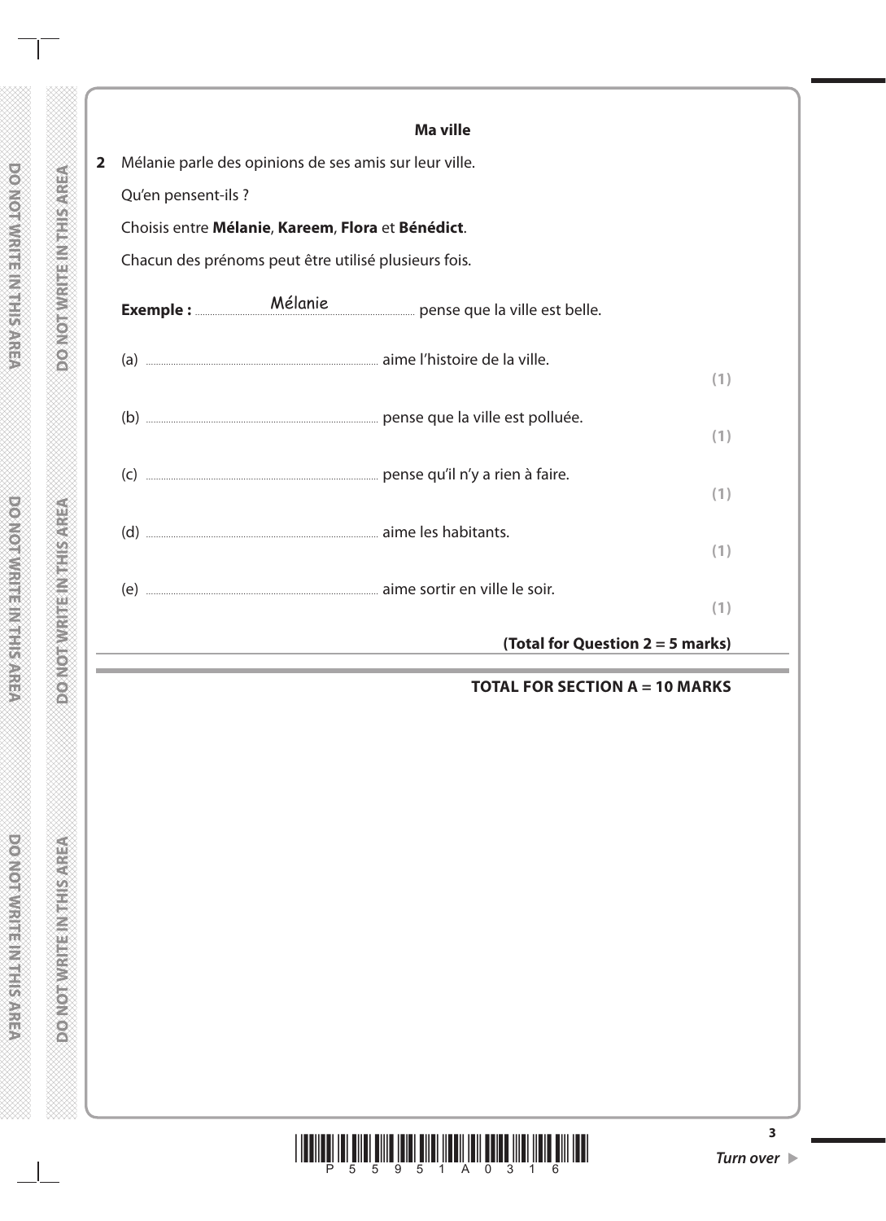## Ma ville

**2** Mélanie parle des opinions de ses amis sur leur ville.

Qu'en pensent-ils ?

Choisis entre **Mélanie**, **Kareem**, **Flora** et **Bénédict**.

Chacun des prénoms peut être utilisé plusieurs fois.

**Exemple :** ..........Mélanie.......... pense que la ville est belle.

(a) .................................... aime l'histoire de la ville. **(1)**

(b) .................................... pense que la ville est polluée. **(1)**

(c) .................................... pense qu'il n'y a rien à faire. **(1)**

(d) .................................... aime les habitants. **(1)**

(e) .................................... aime sortir en ville le soir. **(1)**

**(Total for Question 2 = 5 marks)**

**TOTAL FOR SECTION A = 10 MARKS**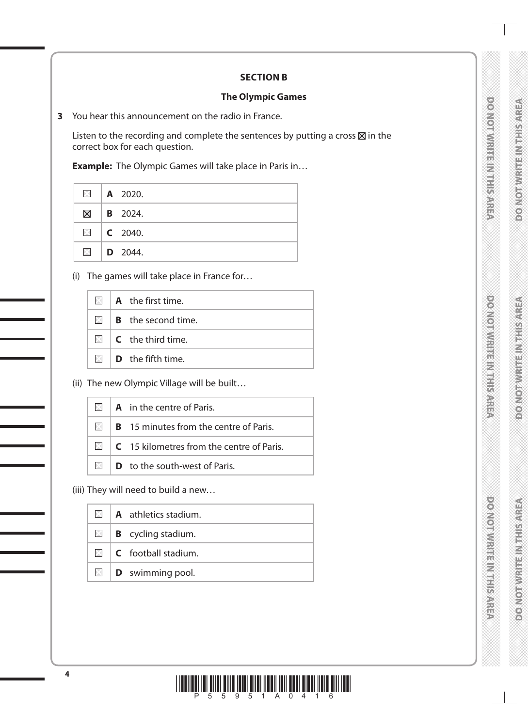## SECTION B

### The Olympic Games

**3** You hear this announcement on the radio in France.

Listen to the recording and complete the sentences by putting a cross ☒ in the correct box for each question.

**Example:** The Olympic Games will take place in Paris in…

| | |
|---|---|
| ☐ | **A** 2020. |
| ☒ | **B** 2024. |
| ☐ | **C** 2040. |
| ☐ | **D** 2044. |

(i) The games will take place in France for…

| | |
|---|---|
| ☐ | **A** the first time. |
| ☐ | **B** the second time. |
| ☐ | **C** the third time. |
| ☐ | **D** the fifth time. |

(ii) The new Olympic Village will be built…

| | |
|---|---|
| ☐ | **A** in the centre of Paris. |
| ☐ | **B** 15 minutes from the centre of Paris. |
| ☐ | **C** 15 kilometres from the centre of Paris. |
| ☐ | **D** to the south-west of Paris. |

(iii) They will need to build a new…

| | |
|---|---|
| ☐ | **A** athletics stadium. |
| ☐ | **B** cycling stadium. |
| ☐ | **C** football stadium. |
| ☐ | **D** swimming pool. |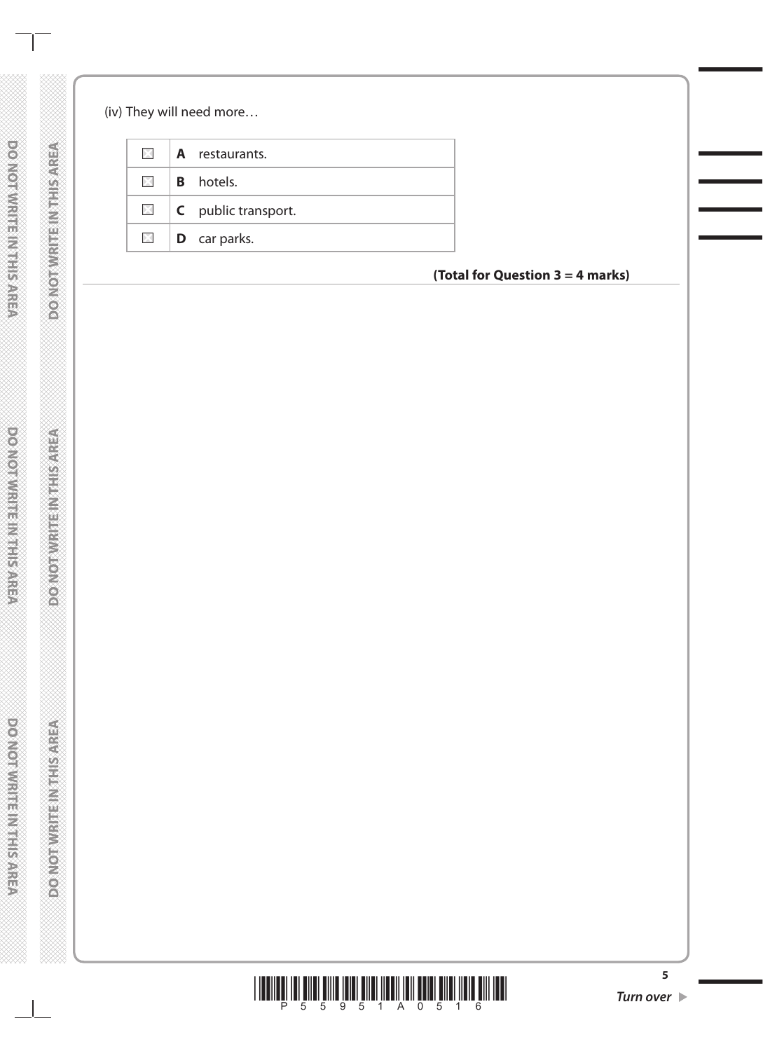(iv) They will need more…

| | | |
|---|---|---|
| ☐ | **A** | restaurants. |
| ☐ | **B** | hotels. |
| ☐ | **C** | public transport. |
| ☐ | **D** | car parks. |

**(Total for Question 3 = 4 marks)**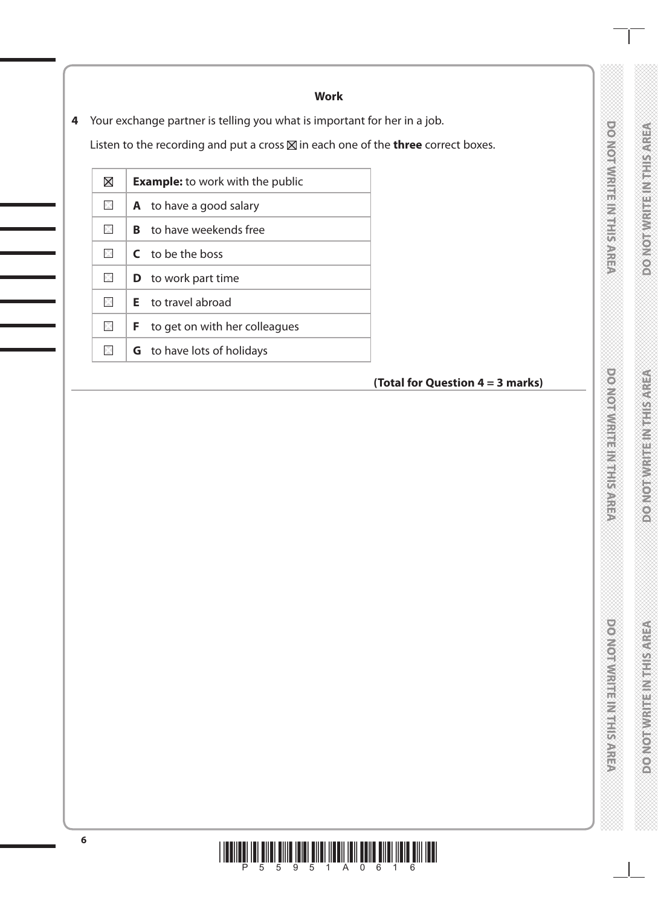**Work**

**4** Your exchange partner is telling you what is important for her in a job.

Listen to the recording and put a cross ☒ in each one of the **three** correct boxes.

| | |
|---|---|
| ☒ | **Example:** to work with the public |
| ☐ | **A** to have a good salary |
| ☐ | **B** to have weekends free |
| ☐ | **C** to be the boss |
| ☐ | **D** to work part time |
| ☐ | **E** to travel abroad |
| ☐ | **F** to get on with her colleagues |
| ☐ | **G** to have lots of holidays |

**(Total for Question 4 = 3 marks)**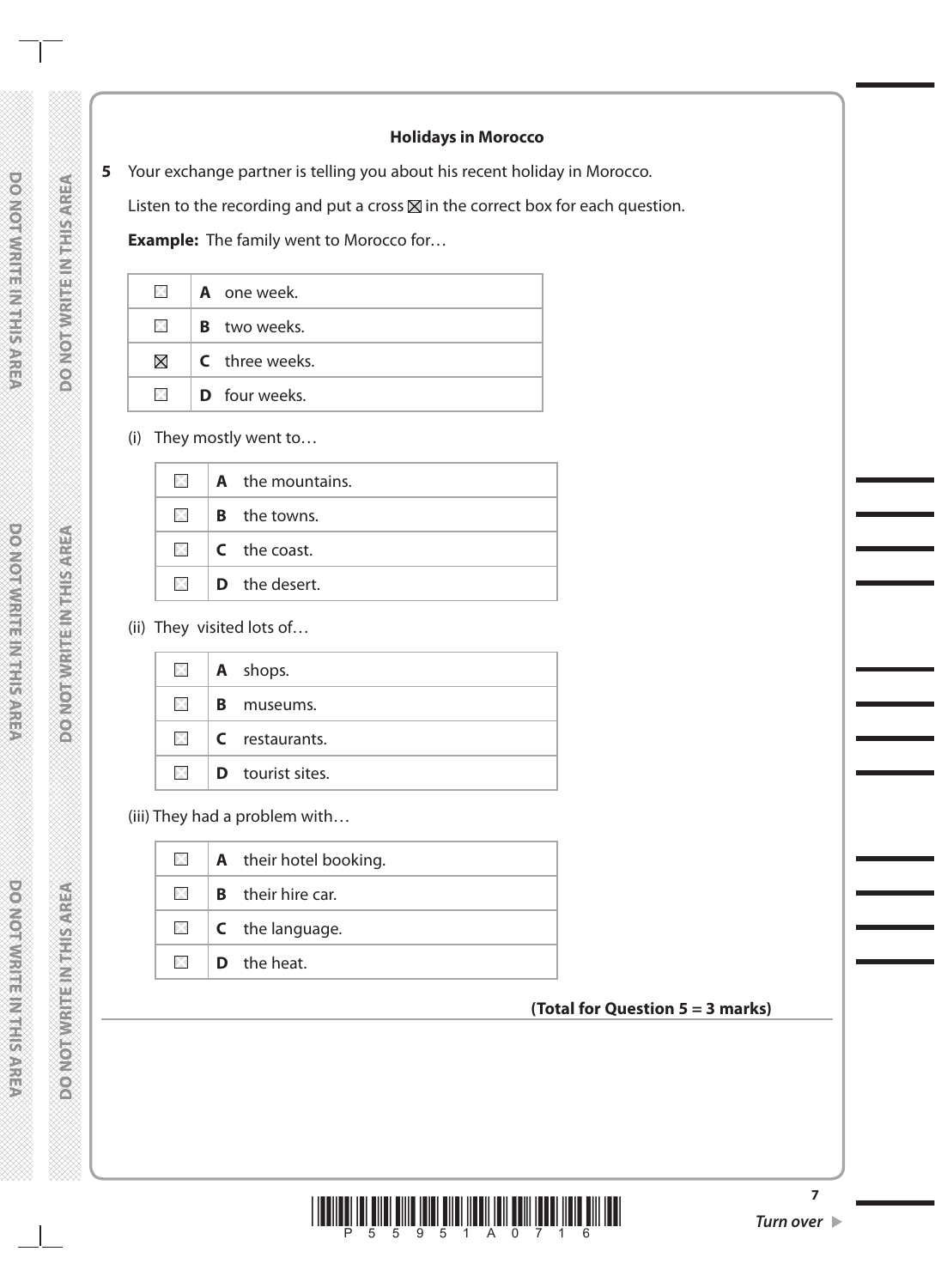**Holidays in Morocco**

**5** Your exchange partner is telling you about his recent holiday in Morocco.

Listen to the recording and put a cross ☒ in the correct box for each question.

**Example:** The family went to Morocco for…

| | |
|---|---|
| ☐ | **A** one week. |
| ☐ | **B** two weeks. |
| ☒ | **C** three weeks. |
| ☐ | **D** four weeks. |

(i) They mostly went to…

| | |
|---|---|
| ☐ | **A** the mountains. |
| ☐ | **B** the towns. |
| ☐ | **C** the coast. |
| ☐ | **D** the desert. |

(ii) They visited lots of…

| | |
|---|---|
| ☐ | **A** shops. |
| ☐ | **B** museums. |
| ☐ | **C** restaurants. |
| ☐ | **D** tourist sites. |

(iii) They had a problem with…

| | |
|---|---|
| ☐ | **A** their hotel booking. |
| ☐ | **B** their hire car. |
| ☐ | **C** the language. |
| ☐ | **D** the heat. |

**(Total for Question 5 = 3 marks)**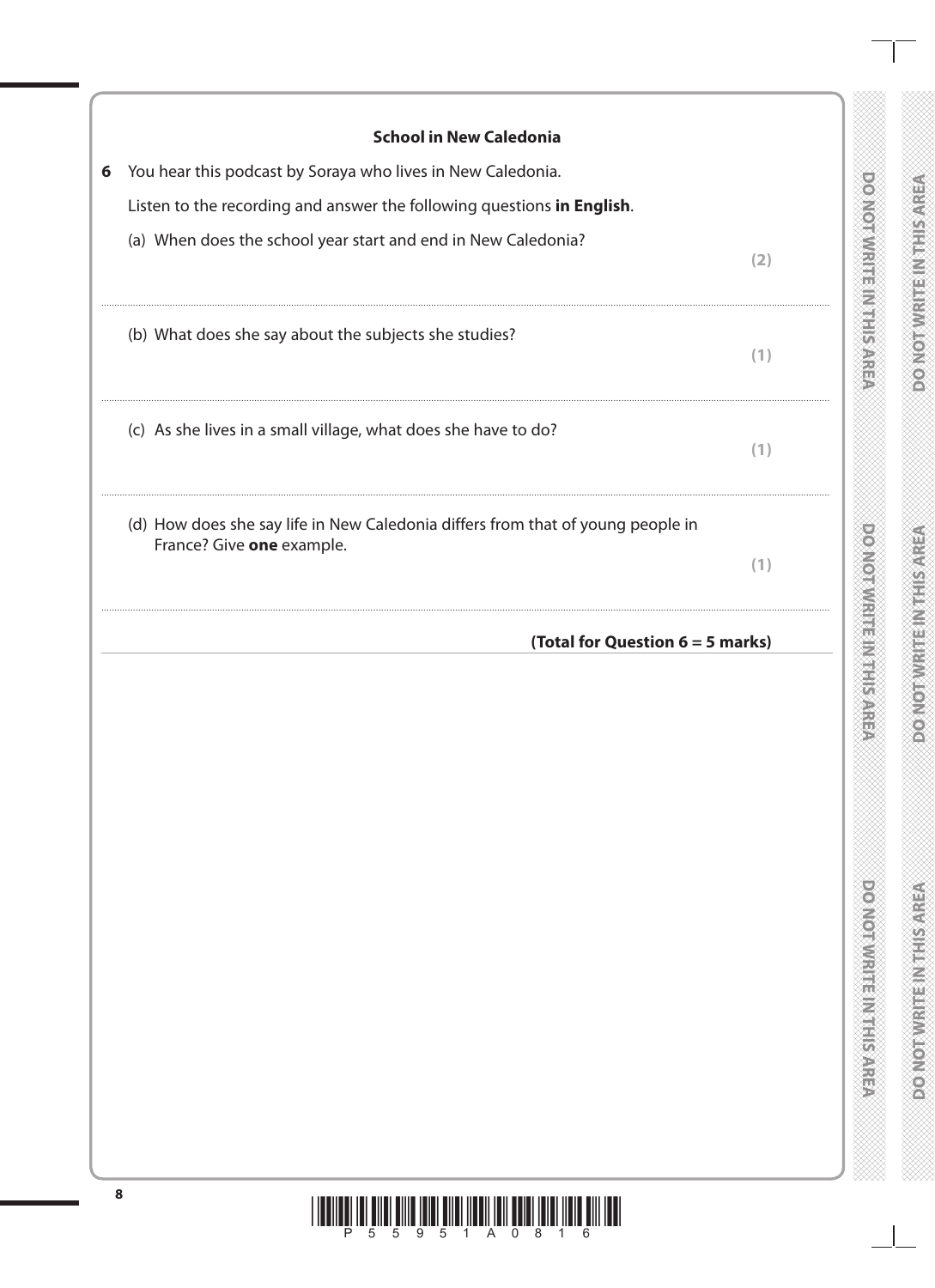**School in New Caledonia**

**6** You hear this podcast by Soraya who lives in New Caledonia.

Listen to the recording and answer the following questions **in English**.

(a) When does the school year start and end in New Caledonia?

**(2)**

..........................................................................................................................................................................................

(b) What does she say about the subjects she studies?

**(1)**

..........................................................................................................................................................................................

(c) As she lives in a small village, what does she have to do?

**(1)**

..........................................................................................................................................................................................

(d) How does she say life in New Caledonia differs from that of young people in France? Give **one** example.

**(1)**

..........................................................................................................................................................................................

**(Total for Question 6 = 5 marks)**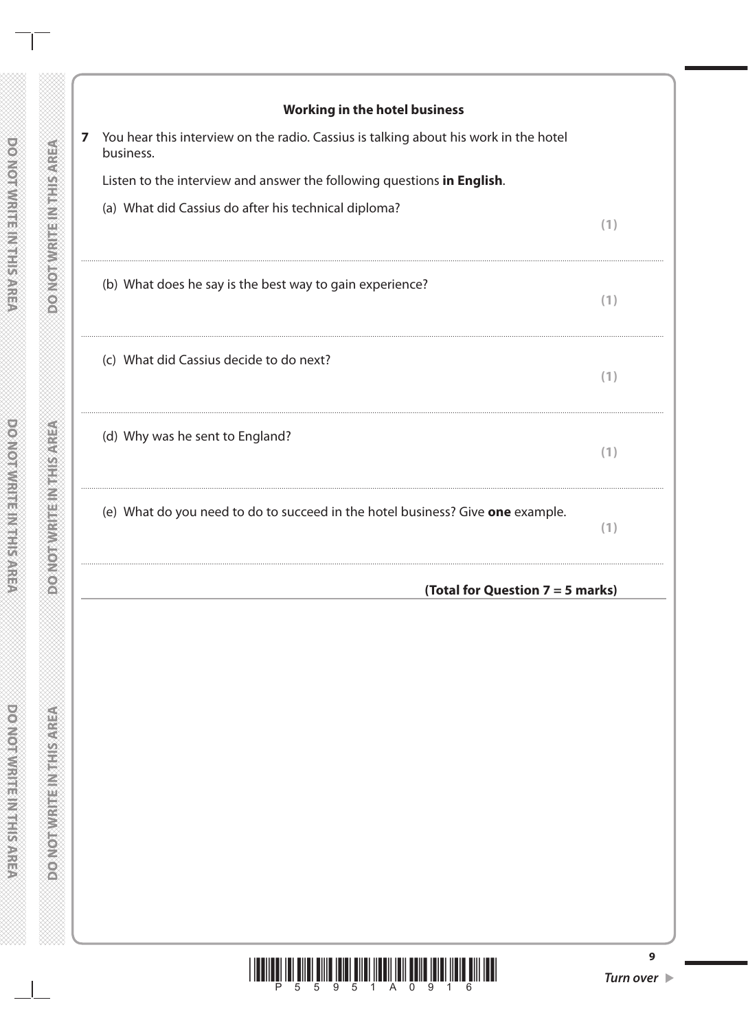## Working in the hotel business

**7** You hear this interview on the radio. Cassius is talking about his work in the hotel business.

Listen to the interview and answer the following questions **in English**.

(a) What did Cassius do after his technical diploma? **(1)**

..............................................................................................................................................

(b) What does he say is the best way to gain experience? **(1)**

..............................................................................................................................................

(c) What did Cassius decide to do next? **(1)**

..............................................................................................................................................

(d) Why was he sent to England? **(1)**

..............................................................................................................................................

(e) What do you need to do to succeed in the hotel business? Give **one** example. **(1)**

..............................................................................................................................................

**(Total for Question 7 = 5 marks)**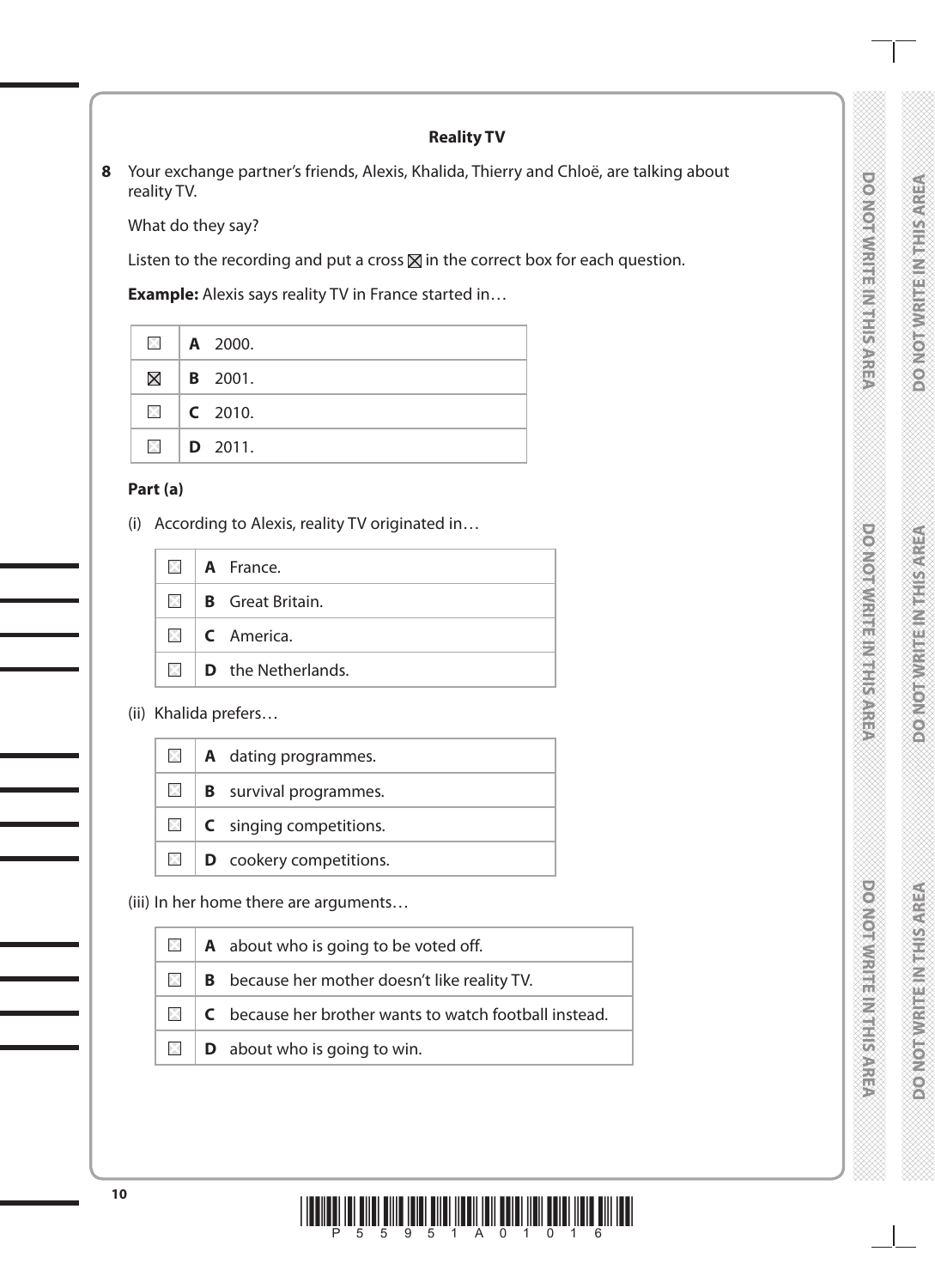## Reality TV

**8** Your exchange partner's friends, Alexis, Khalida, Thierry and Chloë, are talking about reality TV.

What do they say?

Listen to the recording and put a cross ☒ in the correct box for each question.

**Example:** Alexis says reality TV in France started in…

| | |
|---|---|
| ☐ | **A** 2000. |
| ☒ | **B** 2001. |
| ☐ | **C** 2010. |
| ☐ | **D** 2011. |

**Part (a)**

(i) According to Alexis, reality TV originated in…

| | |
|---|---|
| ☐ | **A** France. |
| ☐ | **B** Great Britain. |
| ☐ | **C** America. |
| ☐ | **D** the Netherlands. |

(ii) Khalida prefers…

| | |
|---|---|
| ☐ | **A** dating programmes. |
| ☐ | **B** survival programmes. |
| ☐ | **C** singing competitions. |
| ☐ | **D** cookery competitions. |

(iii) In her home there are arguments…

| | |
|---|---|
| ☐ | **A** about who is going to be voted off. |
| ☐ | **B** because her mother doesn't like reality TV. |
| ☐ | **C** because her brother wants to watch football instead. |
| ☐ | **D** about who is going to win. |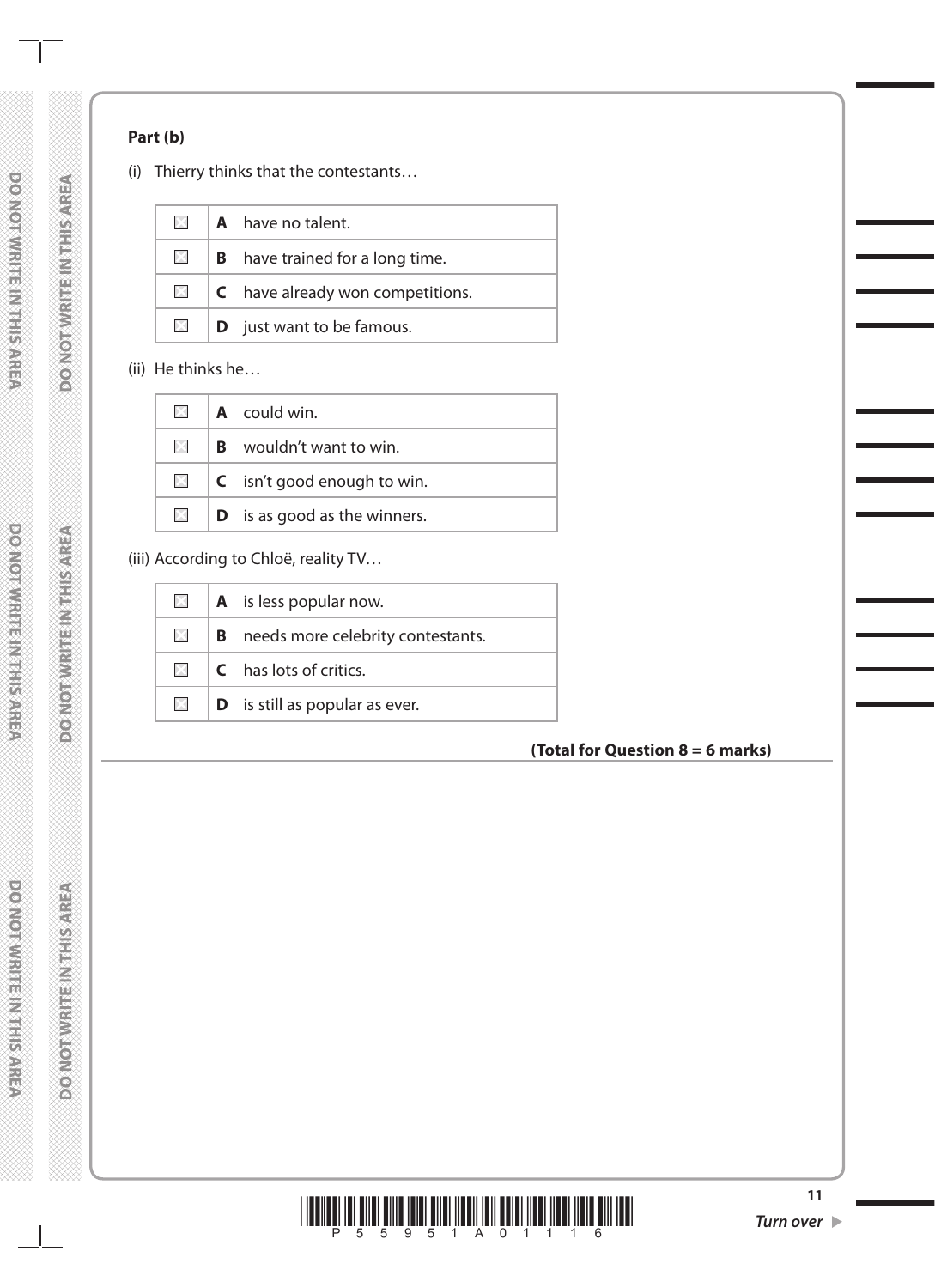**Part (b)**

(i) Thierry thinks that the contestants…

| | | |
|---|---|---|
| ☒ | **A** | have no talent. |
| ☒ | **B** | have trained for a long time. |
| ☒ | **C** | have already won competitions. |
| ☒ | **D** | just want to be famous. |

(ii) He thinks he…

| | | |
|---|---|---|
| ☒ | **A** | could win. |
| ☒ | **B** | wouldn't want to win. |
| ☒ | **C** | isn't good enough to win. |
| ☒ | **D** | is as good as the winners. |

(iii) According to Chloë, reality TV…

| | | |
|---|---|---|
| ☒ | **A** | is less popular now. |
| ☒ | **B** | needs more celebrity contestants. |
| ☒ | **C** | has lots of critics. |
| ☒ | **D** | is still as popular as ever. |

**(Total for Question 8 = 6 marks)**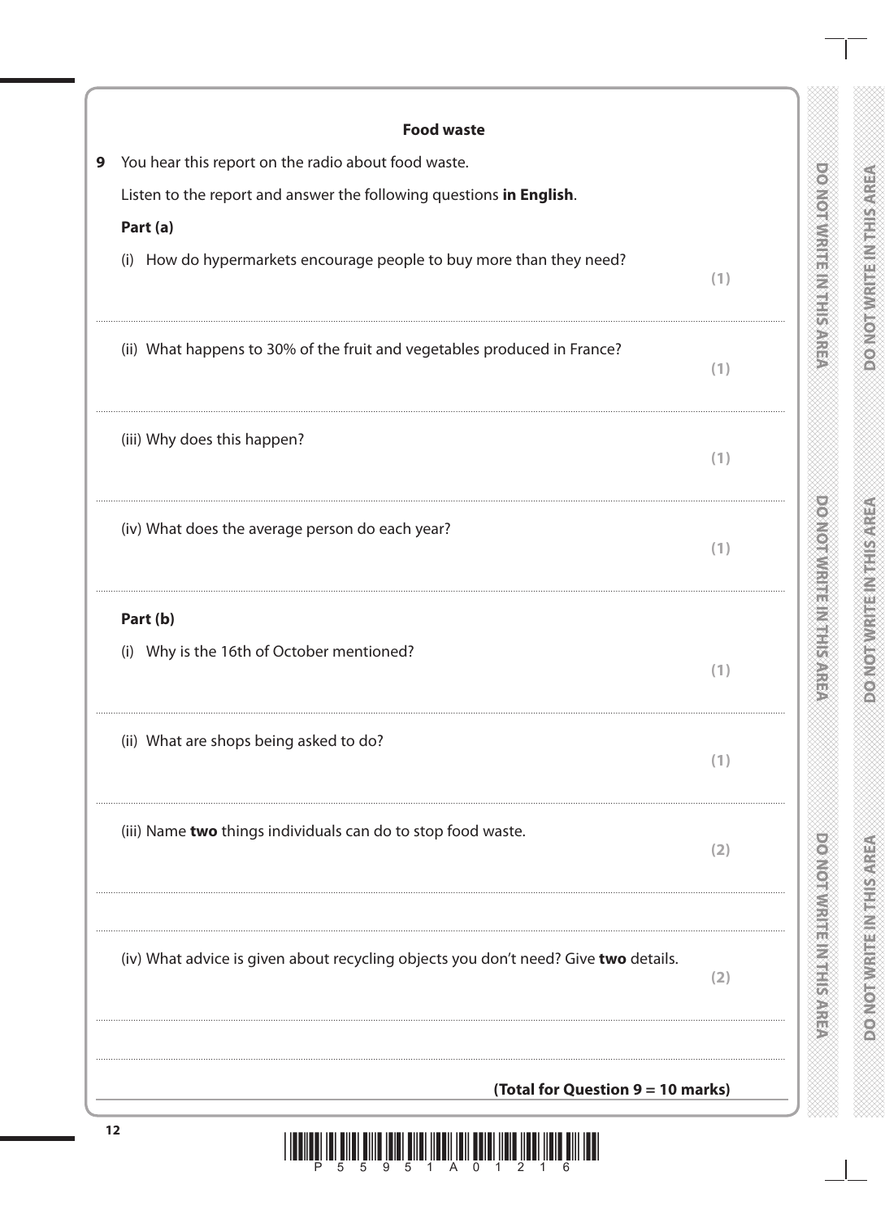## Food waste

**9** You hear this report on the radio about food waste.

Listen to the report and answer the following questions **in English**.

**Part (a)**

(i) How do hypermarkets encourage people to buy more than they need? **(1)**

..............................................................................................................................................

(ii) What happens to 30% of the fruit and vegetables produced in France? **(1)**

..............................................................................................................................................

(iii) Why does this happen? **(1)**

..............................................................................................................................................

(iv) What does the average person do each year? **(1)**

..............................................................................................................................................

**Part (b)**

(i) Why is the 16th of October mentioned? **(1)**

..............................................................................................................................................

(ii) What are shops being asked to do? **(1)**

..............................................................................................................................................

(iii) Name **two** things individuals can do to stop food waste. **(2)**

..............................................................................................................................................

..............................................................................................................................................

(iv) What advice is given about recycling objects you don't need? Give **two** details. **(2)**

..............................................................................................................................................

..............................................................................................................................................

**(Total for Question 9 = 10 marks)**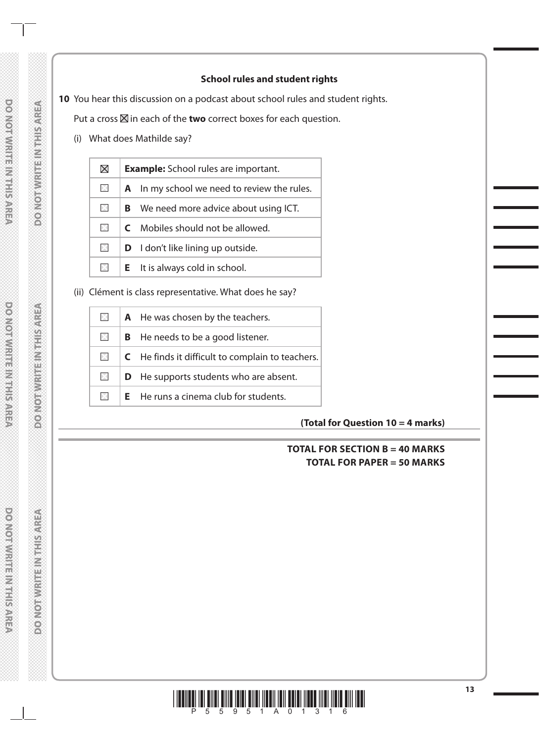### School rules and student rights

**10** You hear this discussion on a podcast about school rules and student rights.

Put a cross ☒ in each of the **two** correct boxes for each question.

(i) What does Mathilde say?

| | |
|---|---|
| ☒ | **Example:** School rules are important. |
| ☐ | **A** In my school we need to review the rules. |
| ☐ | **B** We need more advice about using ICT. |
| ☐ | **C** Mobiles should not be allowed. |
| ☐ | **D** I don't like lining up outside. |
| ☐ | **E** It is always cold in school. |

(ii) Clément is class representative. What does he say?

| | |
|---|---|
| ☐ | **A** He was chosen by the teachers. |
| ☐ | **B** He needs to be a good listener. |
| ☐ | **C** He finds it difficult to complain to teachers. |
| ☐ | **D** He supports students who are absent. |
| ☐ | **E** He runs a cinema club for students. |

**(Total for Question 10 = 4 marks)**

**TOTAL FOR SECTION B = 40 MARKS**
**TOTAL FOR PAPER = 50 MARKS**